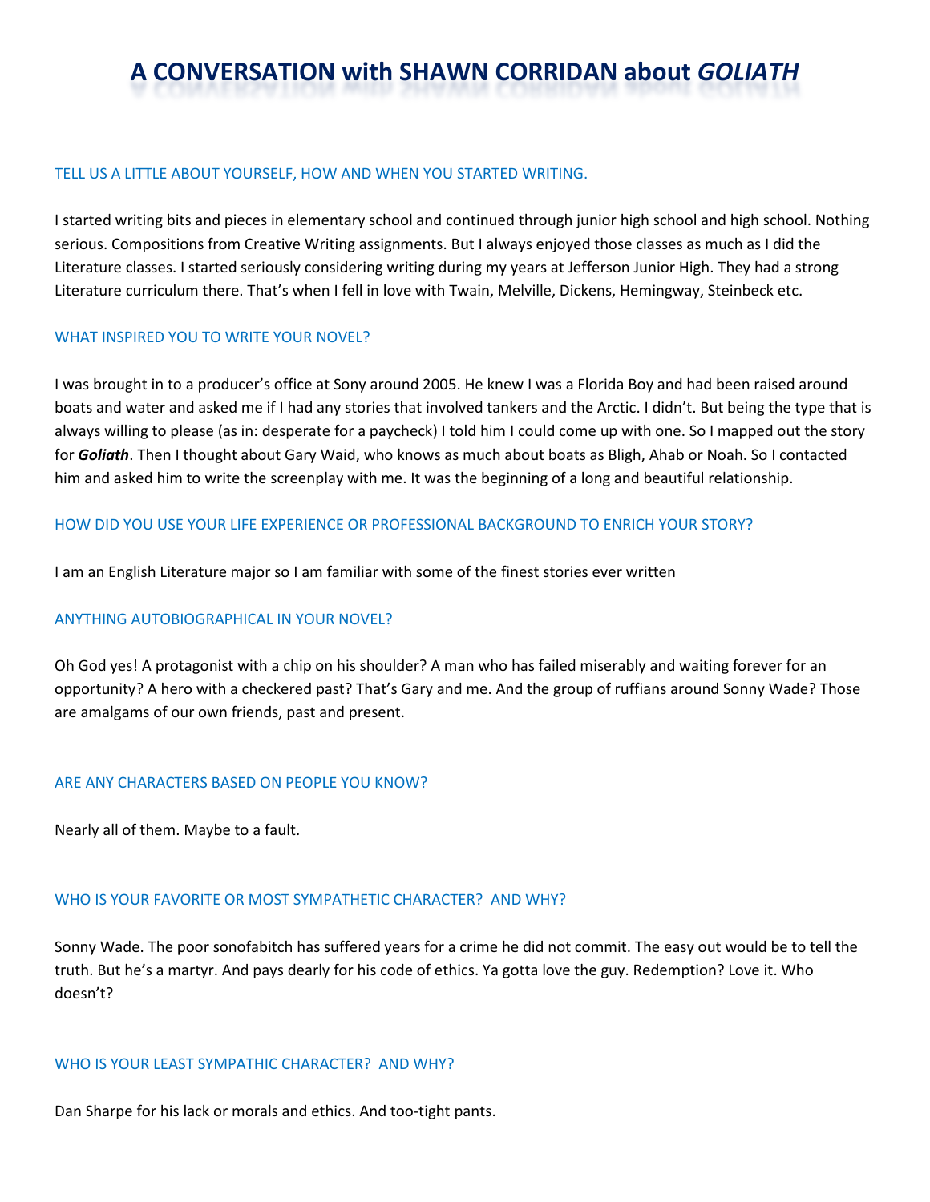# A CONVERSATION with SHAWN CORRIDAN about *GOLIATH*

### TELL US A LITTLE ABOUT YOURSELF, HOW AND WHEN YOU STARTED WRITING.

I started writing bits and pieces in elementary school and continued through junior high school and high school. Nothing serious. Compositions from Creative Writing assignments. But I always enjoyed those classes as much as I did the Literature classes. I started seriously considering writing during my years at Jefferson Junior High. They had a strong Literature curriculum there. That's when I fell in love with Twain, Melville, Dickens, Hemingway, Steinbeck etc.

### WHAT INSPIRED YOU TO WRITE YOUR NOVEL?

I was brought in to a producer's office at Sony around 2005. He knew I was a Florida Boy and had been raised around boats and water and asked me if I had any stories that involved tankers and the Arctic. I didn't. But being the type that is always willing to please (as in: desperate for a paycheck) I told him I could come up with one. So I mapped out the story for ***Goliath***. Then I thought about Gary Waid, who knows as much about boats as Bligh, Ahab or Noah. So I contacted him and asked him to write the screenplay with me. It was the beginning of a long and beautiful relationship.

### HOW DID YOU USE YOUR LIFE EXPERIENCE OR PROFESSIONAL BACKGROUND TO ENRICH YOUR STORY?

I am an English Literature major so I am familiar with some of the finest stories ever written

### ANYTHING AUTOBIOGRAPHICAL IN YOUR NOVEL?

Oh God yes! A protagonist with a chip on his shoulder? A man who has failed miserably and waiting forever for an opportunity? A hero with a checkered past? That's Gary and me. And the group of ruffians around Sonny Wade? Those are amalgams of our own friends, past and present.

### ARE ANY CHARACTERS BASED ON PEOPLE YOU KNOW?

Nearly all of them. Maybe to a fault.

### WHO IS YOUR FAVORITE OR MOST SYMPATHETIC CHARACTER? AND WHY?

Sonny Wade. The poor sonofabitch has suffered years for a crime he did not commit. The easy out would be to tell the truth. But he's a martyr. And pays dearly for his code of ethics. Ya gotta love the guy. Redemption? Love it. Who doesn't?

### WHO IS YOUR LEAST SYMPATHIC CHARACTER? AND WHY?

Dan Sharpe for his lack or morals and ethics. And too-tight pants.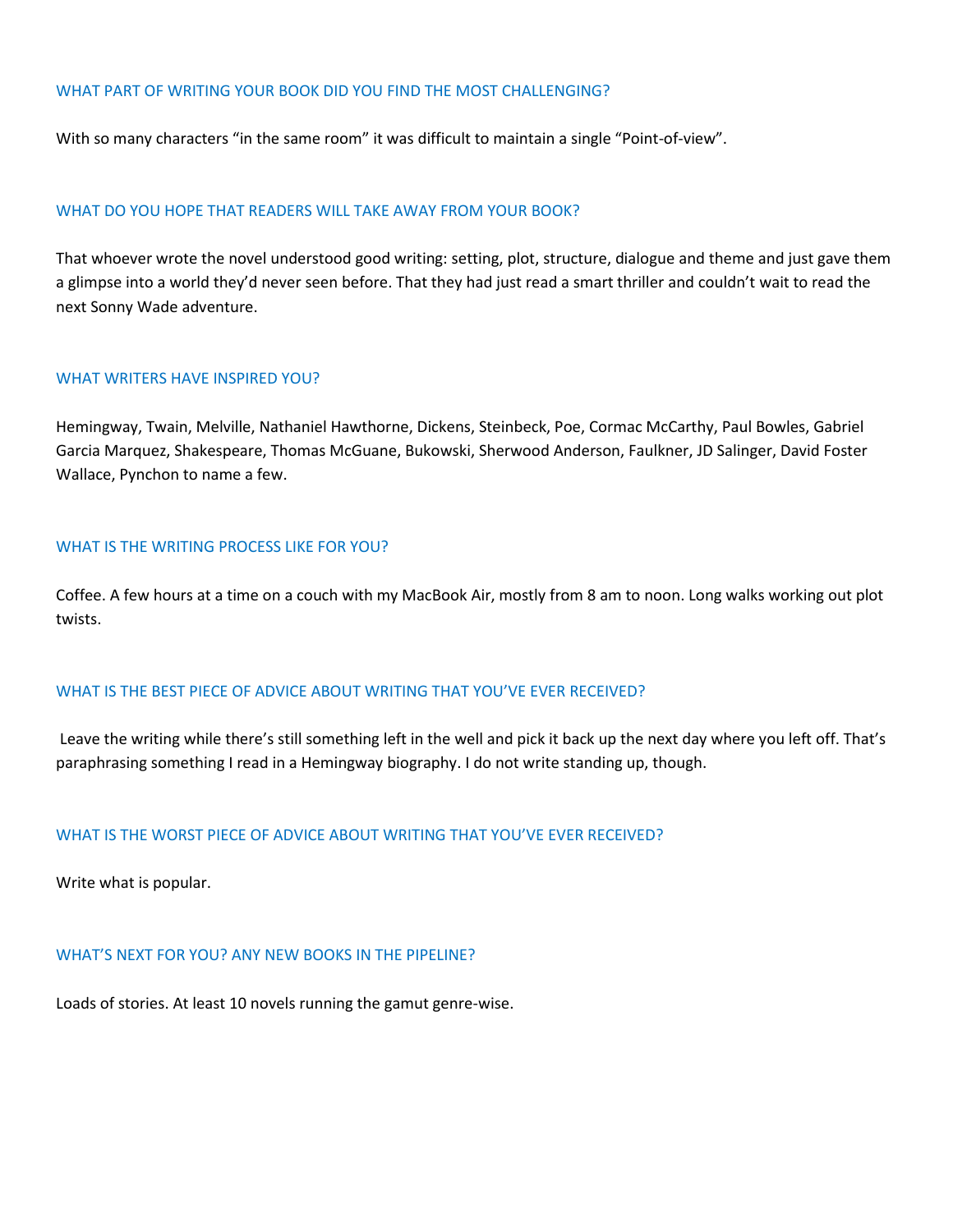## WHAT PART OF WRITING YOUR BOOK DID YOU FIND THE MOST CHALLENGING?

With so many characters "in the same room" it was difficult to maintain a single "Point-of-view".

## WHAT DO YOU HOPE THAT READERS WILL TAKE AWAY FROM YOUR BOOK?

That whoever wrote the novel understood good writing: setting, plot, structure, dialogue and theme and just gave them a glimpse into a world they'd never seen before. That they had just read a smart thriller and couldn't wait to read the next Sonny Wade adventure.

## WHAT WRITERS HAVE INSPIRED YOU?

Hemingway, Twain, Melville, Nathaniel Hawthorne, Dickens, Steinbeck, Poe, Cormac McCarthy, Paul Bowles, Gabriel Garcia Marquez, Shakespeare, Thomas McGuane, Bukowski, Sherwood Anderson, Faulkner, JD Salinger, David Foster Wallace, Pynchon to name a few.

## WHAT IS THE WRITING PROCESS LIKE FOR YOU?

Coffee. A few hours at a time on a couch with my MacBook Air, mostly from 8 am to noon. Long walks working out plot twists.

## WHAT IS THE BEST PIECE OF ADVICE ABOUT WRITING THAT YOU'VE EVER RECEIVED?

Leave the writing while there's still something left in the well and pick it back up the next day where you left off. That's paraphrasing something I read in a Hemingway biography. I do not write standing up, though.

## WHAT IS THE WORST PIECE OF ADVICE ABOUT WRITING THAT YOU'VE EVER RECEIVED?

Write what is popular.

## WHAT'S NEXT FOR YOU? ANY NEW BOOKS IN THE PIPELINE?

Loads of stories. At least 10 novels running the gamut genre-wise.